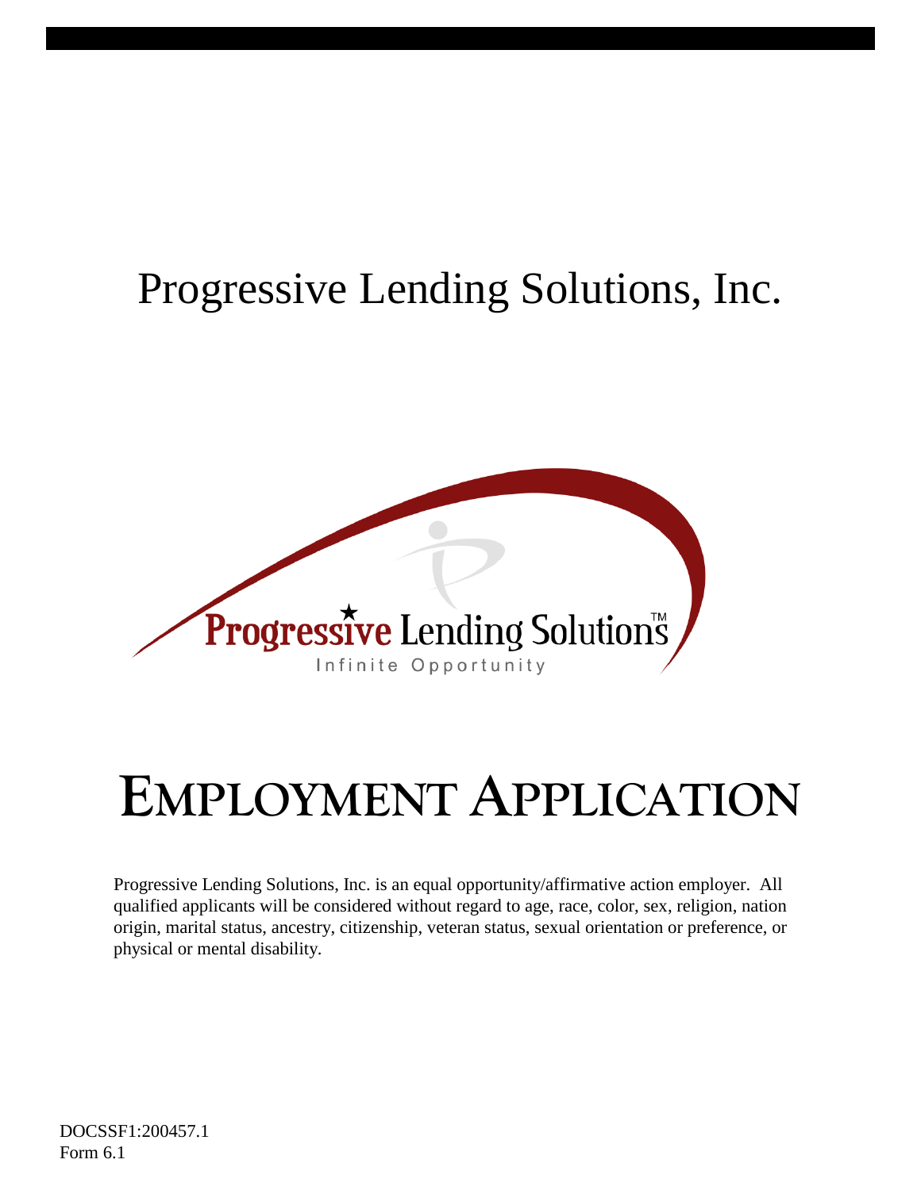# Progressive Lending Solutions, Inc.

Progressive Lending Solutions™

Infinite Opportunity

# Employment Application

Progressive Lending Solutions, Inc. is an equal opportunity/affirmative action employer. All qualified applicants will be considered without regard to age, race, color, sex, religion, nation origin, marital status, ancestry, citizenship, veteran status, sexual orientation or preference, or physical or mental disability.

DOCSSF1:200457.1
Form 6.1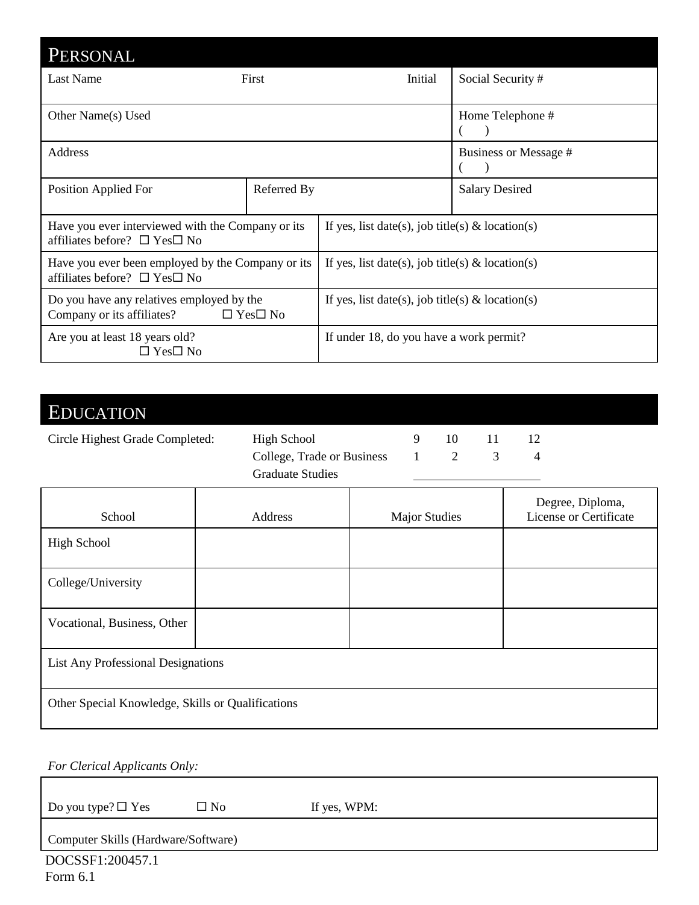## PERSONAL

| Last Name | First | Initial | Social Security # |
|---|---|---|---|
| Other Name(s) Used | | | Home Telephone # ( ) |
| Address | | | Business or Message # ( ) |
| Position Applied For | Referred By | | Salary Desired |

| | |
|---|---|
| Have you ever interviewed with the Company or its affiliates before? ☐ Yes☐ No | If yes, list date(s), job title(s) & location(s) |
| Have you ever been employed by the Company or its affiliates before? ☐ Yes☐ No | If yes, list date(s), job title(s) & location(s) |
| Do you have any relatives employed by the Company or its affiliates? ☐ Yes☐ No | If yes, list date(s), job title(s) & location(s) |
| Are you at least 18 years old? ☐ Yes☐ No | If under 18, do you have a work permit? |

## EDUCATION

Circle Highest Grade Completed:

| | | | | |
|---|---|---|---|---|
| High School | 9 | 10 | 11 | 12 |
| College, Trade or Business | 1 | 2 | 3 | 4 |
| Graduate Studies | ________ | | | |

| School | Address | Major Studies | Degree, Diploma, License or Certificate |
|---|---|---|---|
| High School | | | |
| College/University | | | |
| Vocational, Business, Other | | | |
| List Any Professional Designations | | | |
| Other Special Knowledge, Skills or Qualifications | | | |

*For Clerical Applicants Only:*

| |
|---|
| Do you type? ☐ Yes ☐ No If yes, WPM: |
| Computer Skills (Hardware/Software) |

DOCSSF1:200457.1
Form 6.1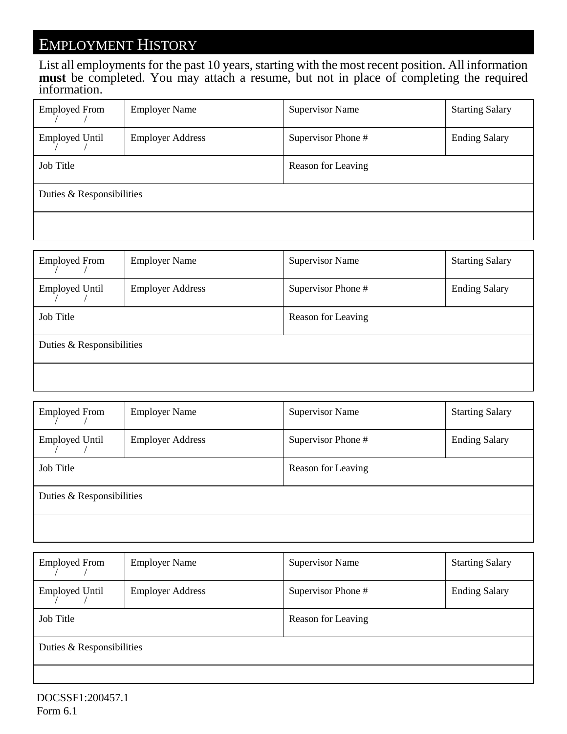## EMPLOYMENT HISTORY

List all employments for the past 10 years, starting with the most recent position. All information **must** be completed. You may attach a resume, but not in place of completing the required information.

| Employed From / / | Employer Name | Supervisor Name | Starting Salary |
|---|---|---|---|
| Employed Until / / | Employer Address | Supervisor Phone # | Ending Salary |
| Job Title | | Reason for Leaving | |
| Duties & Responsibilities | | | |
| | | | |

| Employed From / / | Employer Name | Supervisor Name | Starting Salary |
|---|---|---|---|
| Employed Until / / | Employer Address | Supervisor Phone # | Ending Salary |
| Job Title | | Reason for Leaving | |
| Duties & Responsibilities | | | |
| | | | |

| Employed From / / | Employer Name | Supervisor Name | Starting Salary |
|---|---|---|---|
| Employed Until / / | Employer Address | Supervisor Phone # | Ending Salary |
| Job Title | | Reason for Leaving | |
| Duties & Responsibilities | | | |
| | | | |

| Employed From / / | Employer Name | Supervisor Name | Starting Salary |
|---|---|---|---|
| Employed Until / / | Employer Address | Supervisor Phone # | Ending Salary |
| Job Title | | Reason for Leaving | |
| Duties & Responsibilities | | | |
| | | | |

DOCSSF1:200457.1
Form 6.1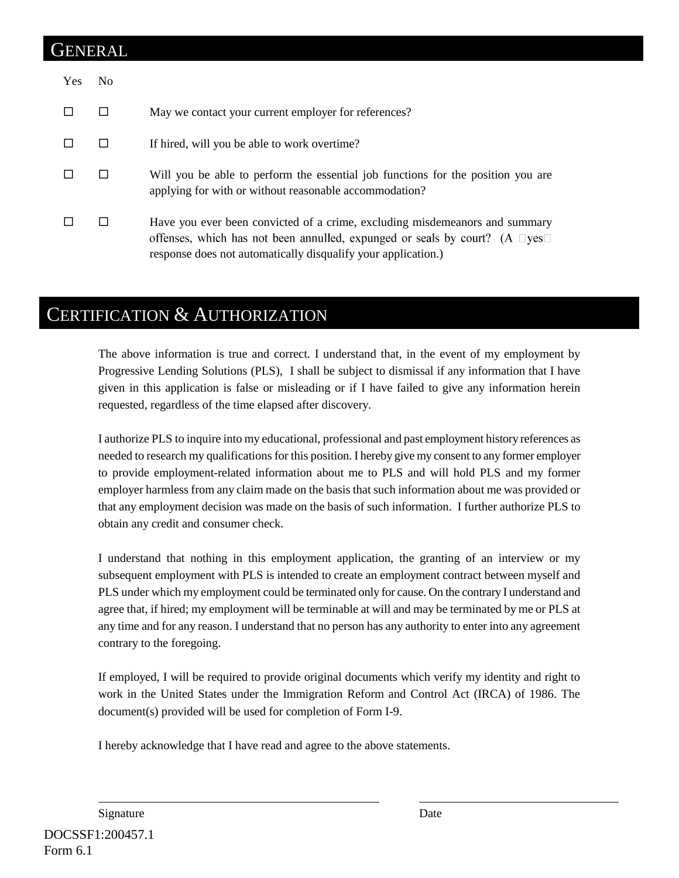## GENERAL

| Yes | No | |
|---|---|---|
| ☐ | ☐ | May we contact your current employer for references? |
| ☐ | ☐ | If hired, will you be able to work overtime? |
| ☐ | ☐ | Will you be able to perform the essential job functions for the position you are applying for with or without reasonable accommodation? |
| ☐ | ☐ | Have you ever been convicted of a crime, excluding misdemeanors and summary offenses, which has not been annulled, expunged or seals by court? (A yes response does not automatically disqualify your application.) |

## CERTIFICATION & AUTHORIZATION

The above information is true and correct. I understand that, in the event of my employment by Progressive Lending Solutions (PLS), I shall be subject to dismissal if any information that I have given in this application is false or misleading or if I have failed to give any information herein requested, regardless of the time elapsed after discovery.

I authorize PLS to inquire into my educational, professional and past employment history references as needed to research my qualifications for this position. I hereby give my consent to any former employer to provide employment-related information about me to PLS and will hold PLS and my former employer harmless from any claim made on the basis that such information about me was provided or that any employment decision was made on the basis of such information. I further authorize PLS to obtain any credit and consumer check.

I understand that nothing in this employment application, the granting of an interview or my subsequent employment with PLS is intended to create an employment contract between myself and PLS under which my employment could be terminated only for cause. On the contrary I understand and agree that, if hired; my employment will be terminable at will and may be terminated by me or PLS at any time and for any reason. I understand that no person has any authority to enter into any agreement contrary to the foregoing.

If employed, I will be required to provide original documents which verify my identity and right to work in the United States under the Immigration Reform and Control Act (IRCA) of 1986. The document(s) provided will be used for completion of Form I-9.

I hereby acknowledge that I have read and agree to the above statements.

Signature ______________________ Date ______________________

DOCSSF1:200457.1
Form 6.1